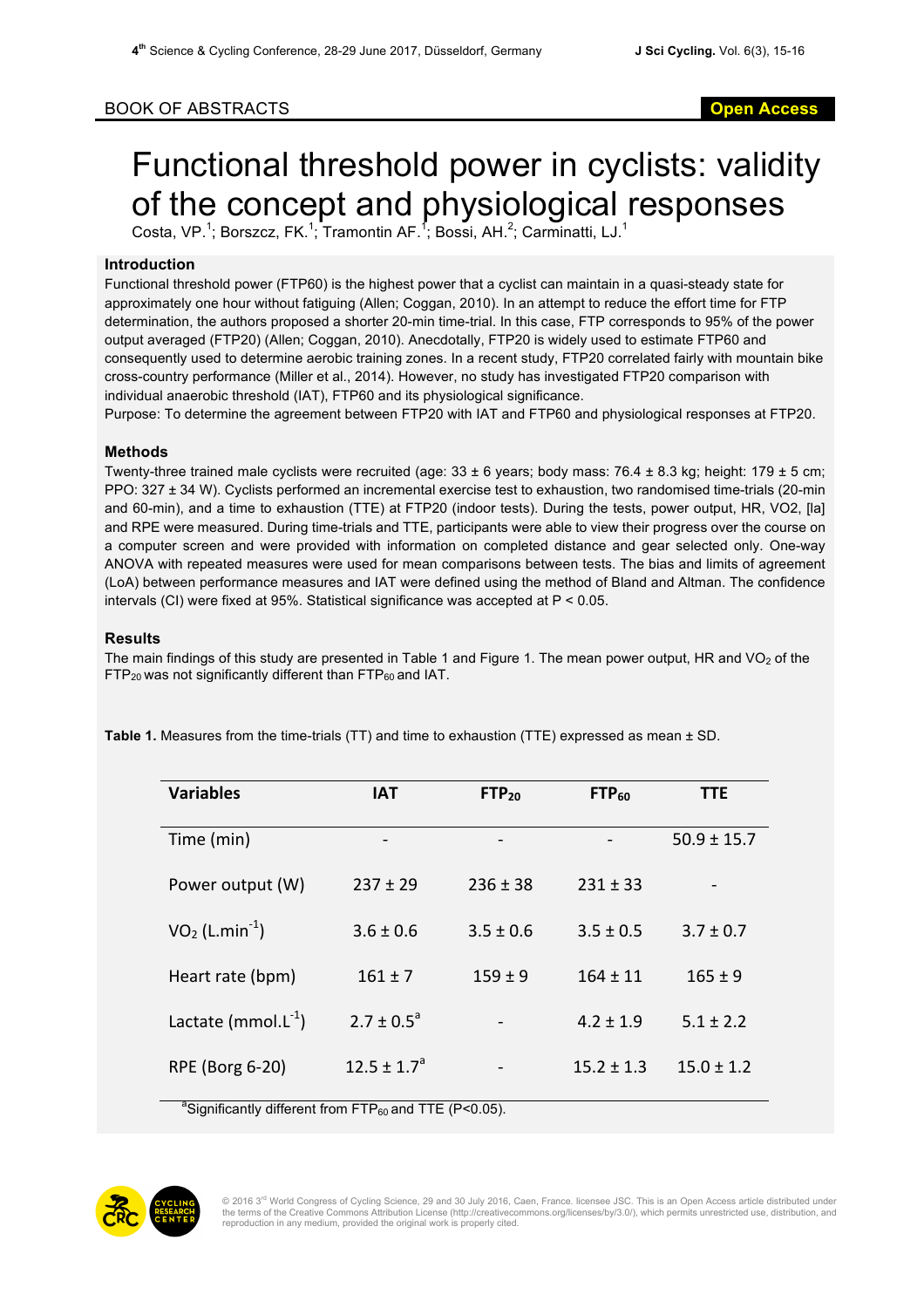BOOK OF ABSTRACTS

# Functional threshold power in cyclists: validity of the concept and physiological responses

Costa, VP.[1]; Borszcz, FK.[1]; Tramontin AF.[1]; Bossi, AH.[2]; Carminatti, LJ.[1]

### Introduction

Functional threshold power (FTP60) is the highest power that a cyclist can maintain in a quasi-steady state for approximately one hour without fatiguing (Allen; Coggan, 2010). In an attempt to reduce the effort time for FTP determination, the authors proposed a shorter 20-min time-trial. In this case, FTP corresponds to 95% of the power output averaged (FTP20) (Allen; Coggan, 2010). Anecdotally, FTP20 is widely used to estimate FTP60 and consequently used to determine aerobic training zones. In a recent study, FTP20 correlated fairly with mountain bike cross-country performance (Miller et al., 2014). However, no study has investigated FTP20 comparison with individual anaerobic threshold (IAT), FTP60 and its physiological significance.

Purpose: To determine the agreement between FTP20 with IAT and FTP60 and physiological responses at FTP20.

### Methods

Twenty-three trained male cyclists were recruited (age: 33 ± 6 years; body mass: 76.4 ± 8.3 kg; height: 179 ± 5 cm; PPO: 327 ± 34 W). Cyclists performed an incremental exercise test to exhaustion, two randomised time-trials (20-min and 60-min), and a time to exhaustion (TTE) at FTP20 (indoor tests). During the tests, power output, HR, VO2, [la] and RPE were measured. During time-trials and TTE, participants were able to view their progress over the course on a computer screen and were provided with information on completed distance and gear selected only. One-way ANOVA with repeated measures were used for mean comparisons between tests. The bias and limits of agreement (LoA) between performance measures and IAT were defined using the method of Bland and Altman. The confidence intervals (CI) were fixed at 95%. Statistical significance was accepted at P < 0.05.

### Results

The main findings of this study are presented in Table 1 and Figure 1. The mean power output, HR and $VO_2$ of the $FTP_{20}$ was not significantly different than $FTP_{60}$ and IAT.

**Table 1.** Measures from the time-trials (TT) and time to exhaustion (TTE) expressed as mean ± SD.

| Variables | IAT | $FTP_{20}$ | $FTP_{60}$ | TTE |
|---|---|---|---|---|
| Time (min) | - | - | - | 50.9 ± 15.7 |
| Power output (W) | 237 ± 29 | 236 ± 38 | 231 ± 33 | - |
| $VO_2$ ($L.min^{-1}$) | 3.6 ± 0.6 | 3.5 ± 0.6 | 3.5 ± 0.5 | 3.7 ± 0.7 |
| Heart rate (bpm) | 161 ± 7 | 159 ± 9 | 164 ± 11 | 165 ± 9 |
| Lactate ($mmol.L^{-1}$) | 2.7 ± 0.5[a] | - | 4.2 ± 1.9 | 5.1 ± 2.2 |
| RPE (Borg 6-20) | 12.5 ± 1.7[a] | - | 15.2 ± 1.3 | 15.0 ± 1.2 |

[a]Significantly different from $FTP_{60}$ and TTE (P<0.05).

© 2016 3rd World Congress of Cycling Science, 29 and 30 July 2016, Caen, France. licensee JSC. This is an Open Access article distributed under the terms of the Creative Commons Attribution License (http://creativecommons.org/licenses/by/3.0/), which permits unrestricted use, distribution, and reproduction in any medium, provided the original work is properly cited.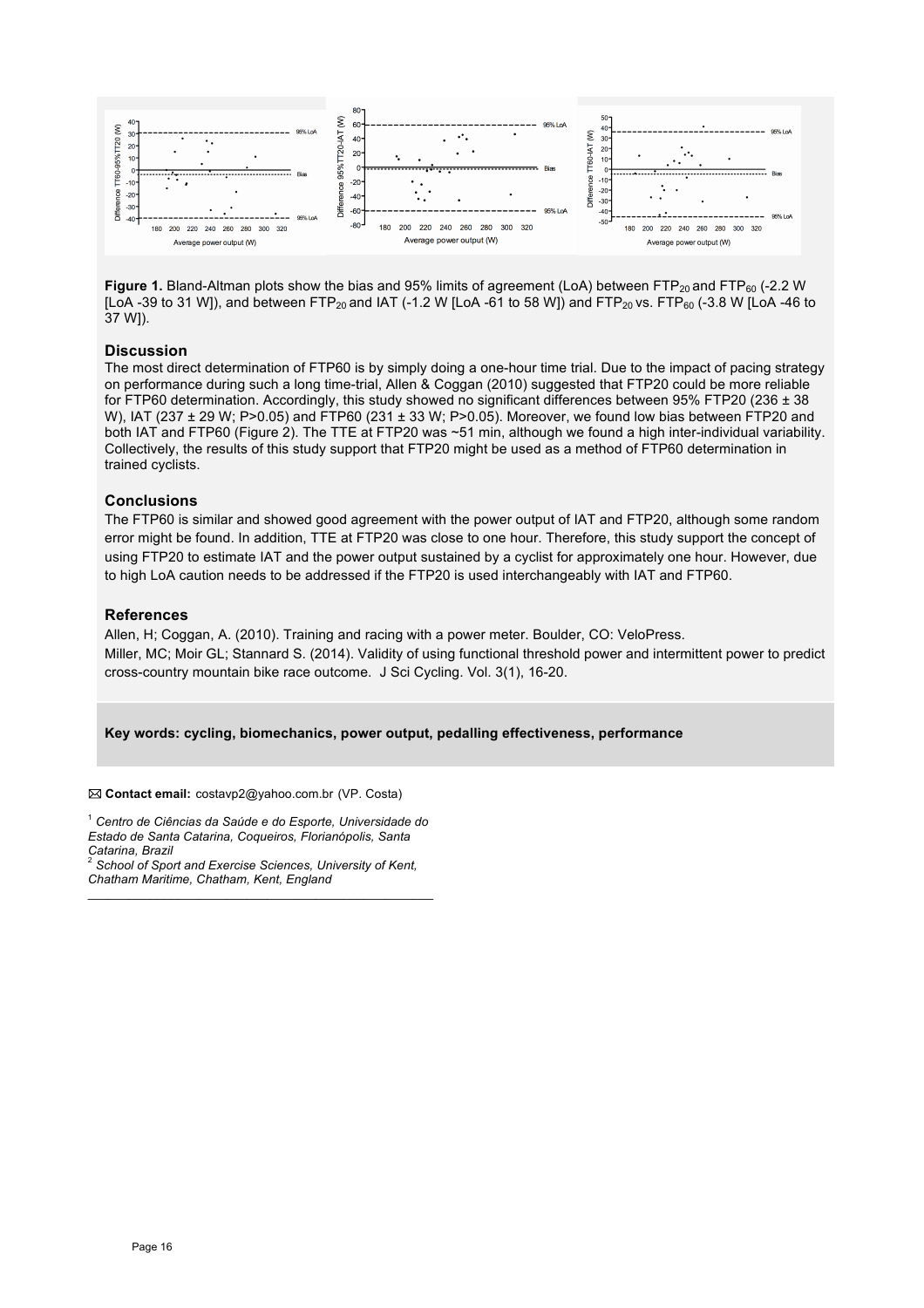Difference TT60-95%TT20 (W)

40
30
20
10
0
-10
-20
-30
-40

95% LoA
Bias
95% LoA

180 200 220 240 260 280 300 320

Average power output (W)

Difference 95%TT20-IAT (W)

80
60
40
20
0
-20
-40
-60
-80

95% LoA
Bias
95% LoA

180 200 220 240 260 280 300 320

Average power output (W)

Difference TT60-IAT (W)

50
40
30
20
10
0
-10
-20
-30
-40
-50

95% LoA
Bias
95% LoA

180 200 220 240 260 280 300 320

Average power output (W)

**Figure 1.** Bland-Altman plots show the bias and 95% limits of agreement (LoA) between $FTP_{20}$ and $FTP_{60}$ (-2.2 W [LoA -39 to 31 W]), and between $FTP_{20}$ and IAT (-1.2 W [LoA -61 to 58 W]) and $FTP_{20}$ vs. $FTP_{60}$ (-3.8 W [LoA -46 to 37 W]).

## Discussion

The most direct determination of FTP60 is by simply doing a one-hour time trial. Due to the impact of pacing strategy on performance during such a long time-trial, Allen & Coggan (2010) suggested that FTP20 could be more reliable for FTP60 determination. Accordingly, this study showed no significant differences between 95% FTP20 (236 ± 38 W), IAT (237 ± 29 W; $P>0.05$) and FTP60 (231 ± 33 W; $P>0.05$). Moreover, we found low bias between FTP20 and both IAT and FTP60 (Figure 2). The TTE at FTP20 was ~51 min, although we found a high inter-individual variability. Collectively, the results of this study support that FTP20 might be used as a method of FTP60 determination in trained cyclists.

## Conclusions

The FTP60 is similar and showed good agreement with the power output of IAT and FTP20, although some random error might be found. In addition, TTE at FTP20 was close to one hour. Therefore, this study support the concept of using FTP20 to estimate IAT and the power output sustained by a cyclist for approximately one hour. However, due to high LoA caution needs to be addressed if the FTP20 is used interchangeably with IAT and FTP60.

## References

Allen, H; Coggan, A. (2010). Training and racing with a power meter. Boulder, CO: VeloPress.

Miller, MC; Moir GL; Stannard S. (2014). Validity of using functional threshold power and intermittent power to predict cross-country mountain bike race outcome. J Sci Cycling. Vol. 3(1), 16-20.

**Key words: cycling, biomechanics, power output, pedalling effectiveness, performance**

✉ **Contact email:** costavp2@yahoo.com.br (VP. Costa)

[1] *Centro de Ciências da Saúde e do Esporte, Universidade do Estado de Santa Catarina, Coqueiros, Florianópolis, Santa Catarina, Brazil*

[2] *School of Sport and Exercise Sciences, University of Kent, Chatham Maritime, Chatham, Kent, England*